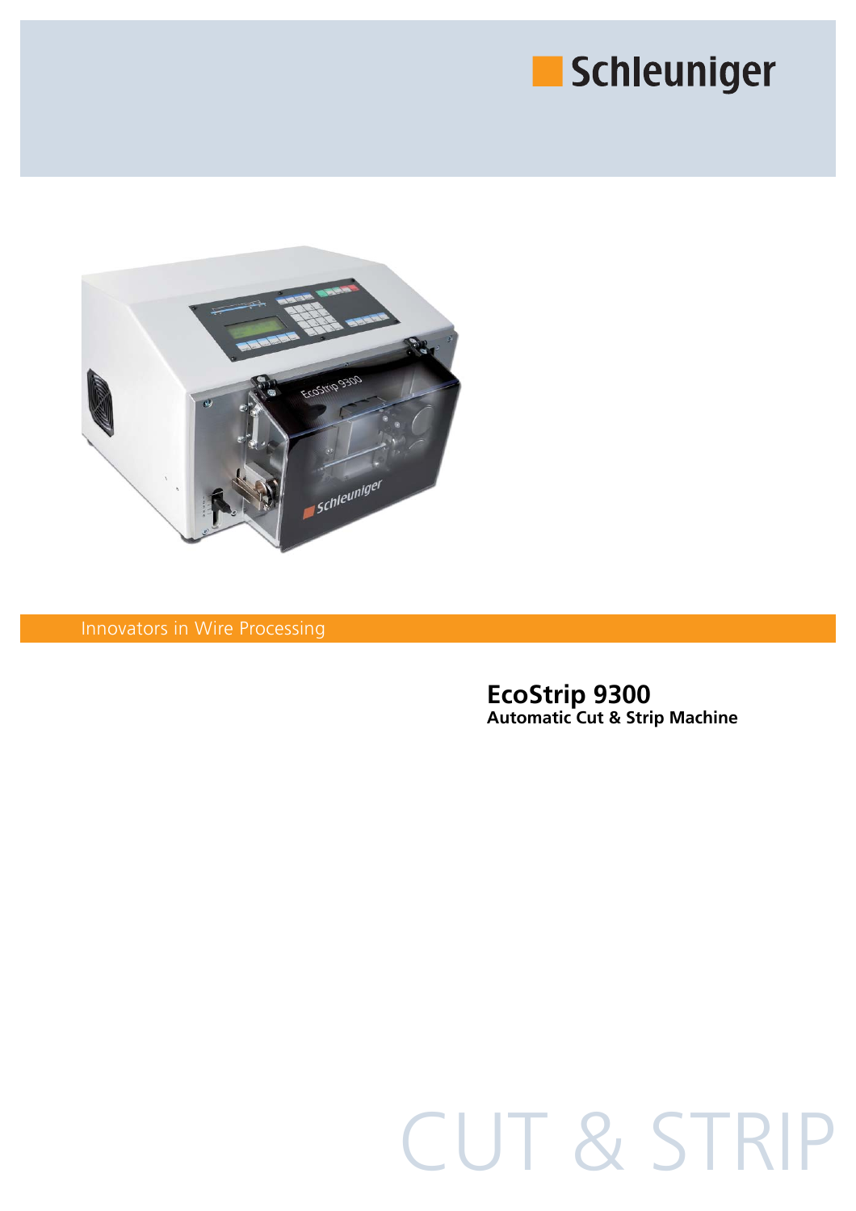Schleuniger

Innovators in Wire Processing

# EcoStrip 9300

**Automatic Cut & Strip Machine**

CUT & STRIP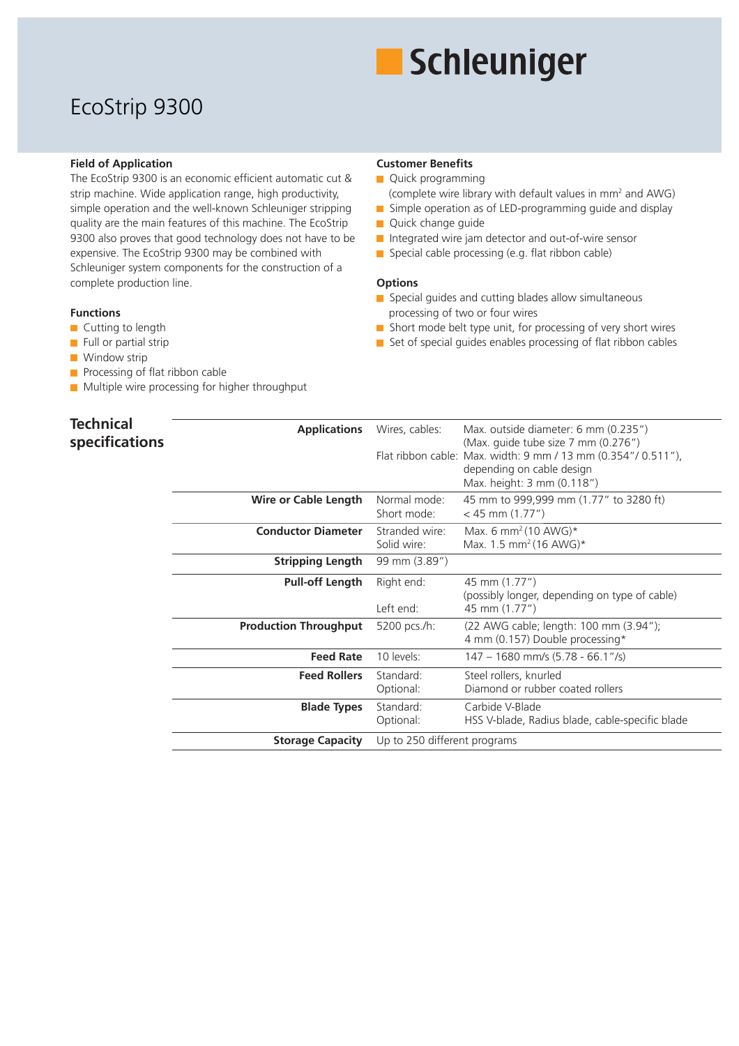Schleuniger

# EcoStrip 9300

### Field of Application

The EcoStrip 9300 is an economic efficient automatic cut & strip machine. Wide application range, high productivity, simple operation and the well-known Schleuniger stripping quality are the main features of this machine. The EcoStrip 9300 also proves that good technology does not have to be expensive. The EcoStrip 9300 may be combined with Schleuniger system components for the construction of a complete production line.

### Functions

- Cutting to length
- Full or partial strip
- Window strip
- Processing of flat ribbon cable
- Multiple wire processing for higher throughput

### Customer Benefits

- Quick programming (complete wire library with default values in mm² and AWG)
- Simple operation as of LED-programming guide and display
- Quick change guide
- Integrated wire jam detector and out-of-wire sensor
- Special cable processing (e.g. flat ribbon cable)

### Options

- Special guides and cutting blades allow simultaneous processing of two or four wires
- Short mode belt type unit, for processing of very short wires
- Set of special guides enables processing of flat ribbon cables

## Technical specifications

| | | |
|---|---|---|
| **Applications** | Wires, cables: | Max. outside diameter: 6 mm (0.235") (Max. guide tube size 7 mm (0.276") |
| | Flat ribbon cable: | Max. width: 9 mm / 13 mm (0.354"/ 0.511"), depending on cable design Max. height: 3 mm (0.118") |
| **Wire or Cable Length** | Normal mode: | 45 mm to 999,999 mm (1.77" to 3280 ft) |
| | Short mode: | < 45 mm (1.77") |
| **Conductor Diameter** | Stranded wire: | Max. 6 mm² (10 AWG)* |
| | Solid wire: | Max. 1.5 mm² (16 AWG)* |
| **Stripping Length** | 99 mm (3.89") | |
| **Pull-off Length** | Right end: | 45 mm (1.77") (possibly longer, depending on type of cable) |
| | Left end: | 45 mm (1.77") |
| **Production Throughput** | 5200 pcs./h: | (22 AWG cable; length: 100 mm (3.94"); 4 mm (0.157) Double processing* |
| **Feed Rate** | 10 levels: | 147 – 1680 mm/s (5.78 - 66.1"/s) |
| **Feed Rollers** | Standard: | Steel rollers, knurled |
| | Optional: | Diamond or rubber coated rollers |
| **Blade Types** | Standard: | Carbide V-Blade |
| | Optional: | HSS V-blade, Radius blade, cable-specific blade |
| **Storage Capacity** | Up to 250 different programs | |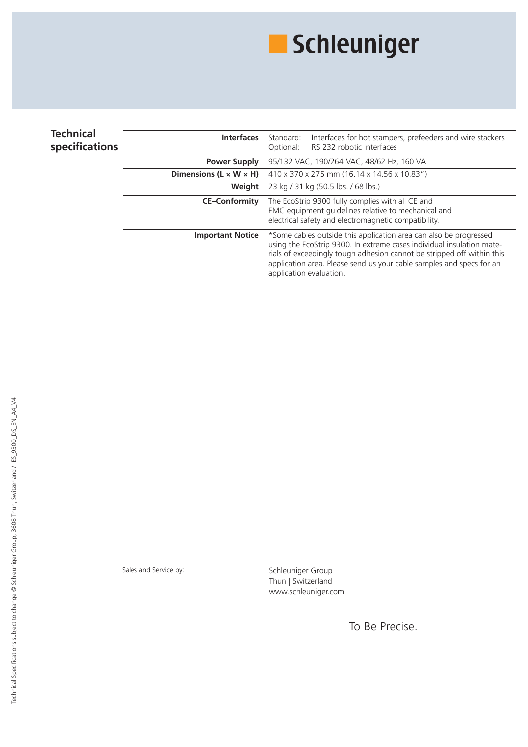Schleuniger

## Technical specifications

| | |
|---|---|
| **Interfaces** | Standard: Interfaces for hot stampers, prefeeders and wire stackers<br>Optional: RS 232 robotic interfaces |
| **Power Supply** | 95/132 VAC, 190/264 VAC, 48/62 Hz, 160 VA |
| **Dimensions (L × W × H)** | 410 x 370 x 275 mm (16.14 x 14.56 x 10.83") |
| **Weight** | 23 kg / 31 kg (50.5 lbs. / 68 lbs.) |
| **CE–Conformity** | The EcoStrip 9300 fully complies with all CE and EMC equipment guidelines relative to mechanical and electrical safety and electromagnetic compatibility. |
| **Important Notice** | *Some cables outside this application area can also be progressed using the EcoStrip 9300. In extreme cases individual insulation materials of exceedingly tough adhesion cannot be stripped off within this application area. Please send us your cable samples and specs for an application evaluation. |

Sales and Service by:

Schleuniger Group
Thun | Switzerland
www.schleuniger.com

To Be Precise.

Technical Specifications subject to change © Schleuniger Group, 3608 Thun, Switzerland / ES_9300_DS_EN_A4_V4